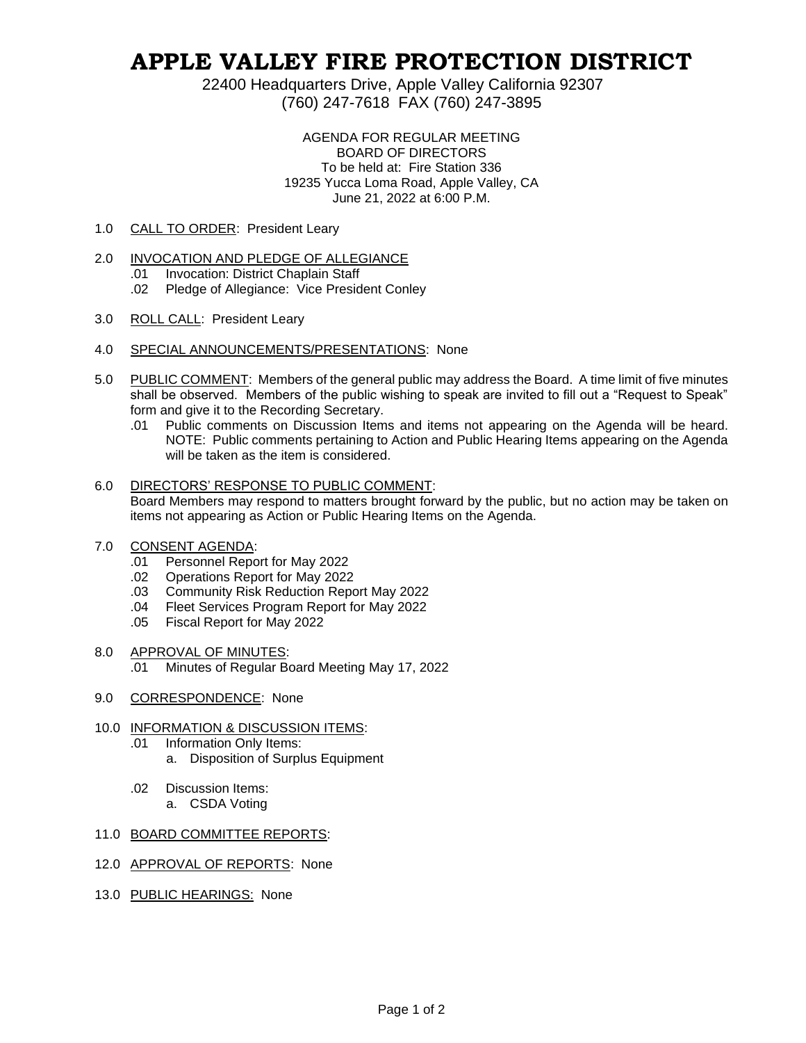# APPLE VALLEY FIRE PROTECTION DISTRICT

22400 Headquarters Drive, Apple Valley California 92307
(760) 247-7618 FAX (760) 247-3895

AGENDA FOR REGULAR MEETING
BOARD OF DIRECTORS
To be held at: Fire Station 336
19235 Yucca Loma Road, Apple Valley, CA
June 21, 2022 at 6:00 P.M.

1.0 CALL TO ORDER: President Leary

2.0 INVOCATION AND PLEDGE OF ALLEGIANCE
- .01 Invocation: District Chaplain Staff
- .02 Pledge of Allegiance: Vice President Conley

3.0 ROLL CALL: President Leary

4.0 SPECIAL ANNOUNCEMENTS/PRESENTATIONS: None

5.0 PUBLIC COMMENT: Members of the general public may address the Board. A time limit of five minutes shall be observed. Members of the public wishing to speak are invited to fill out a "Request to Speak" form and give it to the Recording Secretary.
- .01 Public comments on Discussion Items and items not appearing on the Agenda will be heard. NOTE: Public comments pertaining to Action and Public Hearing Items appearing on the Agenda will be taken as the item is considered.

6.0 DIRECTORS' RESPONSE TO PUBLIC COMMENT:
Board Members may respond to matters brought forward by the public, but no action may be taken on items not appearing as Action or Public Hearing Items on the Agenda.

7.0 CONSENT AGENDA:
- .01 Personnel Report for May 2022
- .02 Operations Report for May 2022
- .03 Community Risk Reduction Report May 2022
- .04 Fleet Services Program Report for May 2022
- .05 Fiscal Report for May 2022

8.0 APPROVAL OF MINUTES:
- .01 Minutes of Regular Board Meeting May 17, 2022

9.0 CORRESPONDENCE: None

10.0 INFORMATION & DISCUSSION ITEMS:
- .01 Information Only Items:
  - a. Disposition of Surplus Equipment
- .02 Discussion Items:
  - a. CSDA Voting

11.0 BOARD COMMITTEE REPORTS:

12.0 APPROVAL OF REPORTS: None

13.0 PUBLIC HEARINGS: None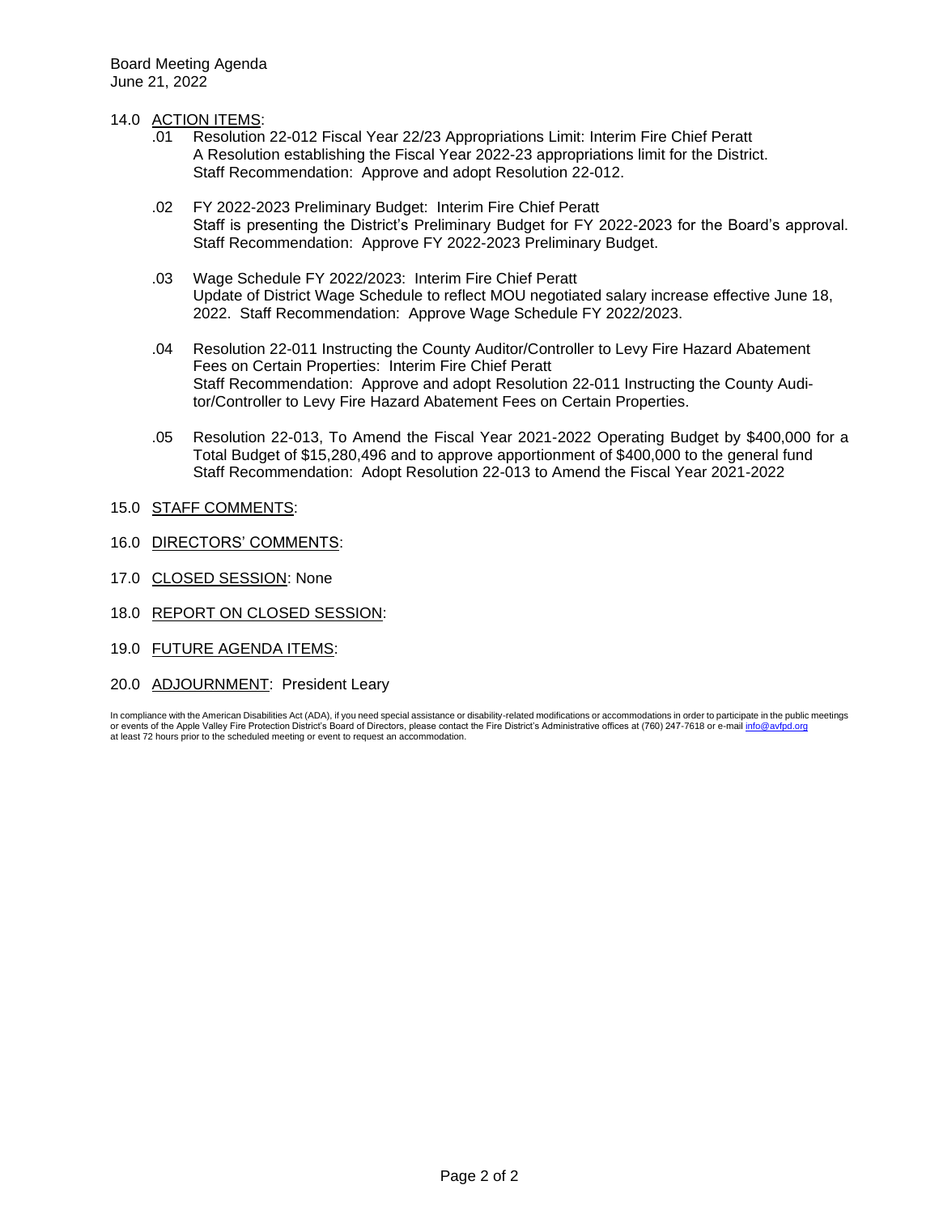Board Meeting Agenda
June 21, 2022

14.0 <u>ACTION ITEMS</u>:

.01 Resolution 22-012 Fiscal Year 22/23 Appropriations Limit: Interim Fire Chief Peratt
A Resolution establishing the Fiscal Year 2022-23 appropriations limit for the District.
Staff Recommendation: Approve and adopt Resolution 22-012.

.02 FY 2022-2023 Preliminary Budget: Interim Fire Chief Peratt
Staff is presenting the District's Preliminary Budget for FY 2022-2023 for the Board's approval.
Staff Recommendation: Approve FY 2022-2023 Preliminary Budget.

.03 Wage Schedule FY 2022/2023: Interim Fire Chief Peratt
Update of District Wage Schedule to reflect MOU negotiated salary increase effective June 18, 2022. Staff Recommendation: Approve Wage Schedule FY 2022/2023.

.04 Resolution 22-011 Instructing the County Auditor/Controller to Levy Fire Hazard Abatement Fees on Certain Properties: Interim Fire Chief Peratt
Staff Recommendation: Approve and adopt Resolution 22-011 Instructing the County Auditor/Controller to Levy Fire Hazard Abatement Fees on Certain Properties.

.05 Resolution 22-013, To Amend the Fiscal Year 2021-2022 Operating Budget by $400,000 for a Total Budget of $15,280,496 and to approve apportionment of $400,000 to the general fund
Staff Recommendation: Adopt Resolution 22-013 to Amend the Fiscal Year 2021-2022

15.0 <u>STAFF COMMENTS</u>:

16.0 <u>DIRECTORS' COMMENTS</u>:

17.0 <u>CLOSED SESSION</u>: None

18.0 <u>REPORT ON CLOSED SESSION</u>:

19.0 <u>FUTURE AGENDA ITEMS</u>:

20.0 <u>ADJOURNMENT</u>: President Leary

In compliance with the American Disabilities Act (ADA), if you need special assistance or disability-related modifications or accommodations in order to participate in the public meetings or events of the Apple Valley Fire Protection District's Board of Directors, please contact the Fire District's Administrative offices at (760) 247-7618 or e-mail info@avfpd.org at least 72 hours prior to the scheduled meeting or event to request an accommodation.